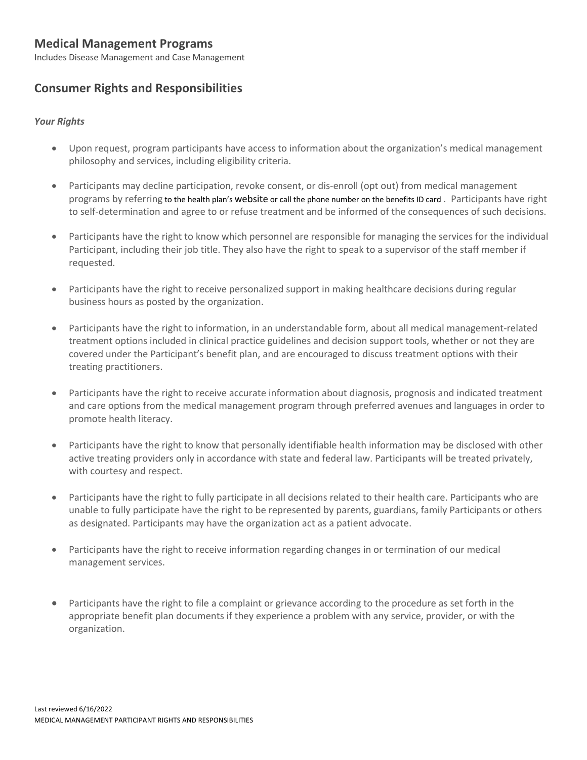## Medical Management Programs

Includes Disease Management and Case Management

## Consumer Rights and Responsibilities

### *Your Rights*

- Upon request, program participants have access to information about the organization's medical management philosophy and services, including eligibility criteria.
- Participants may decline participation, revoke consent, or dis-enroll (opt out) from medical management programs by referring to the health plan's website or call the phone number on the benefits ID card . Participants have right to self-determination and agree to or refuse treatment and be informed of the consequences of such decisions.
- Participants have the right to know which personnel are responsible for managing the services for the individual Participant, including their job title. They also have the right to speak to a supervisor of the staff member if requested.
- Participants have the right to receive personalized support in making healthcare decisions during regular business hours as posted by the organization.
- Participants have the right to information, in an understandable form, about all medical management-related treatment options included in clinical practice guidelines and decision support tools, whether or not they are covered under the Participant's benefit plan, and are encouraged to discuss treatment options with their treating practitioners.
- Participants have the right to receive accurate information about diagnosis, prognosis and indicated treatment and care options from the medical management program through preferred avenues and languages in order to promote health literacy.
- Participants have the right to know that personally identifiable health information may be disclosed with other active treating providers only in accordance with state and federal law. Participants will be treated privately, with courtesy and respect.
- Participants have the right to fully participate in all decisions related to their health care. Participants who are unable to fully participate have the right to be represented by parents, guardians, family Participants or others as designated. Participants may have the organization act as a patient advocate.
- Participants have the right to receive information regarding changes in or termination of our medical management services.
- Participants have the right to file a complaint or grievance according to the procedure as set forth in the appropriate benefit plan documents if they experience a problem with any service, provider, or with the organization.

Last reviewed 6/16/2022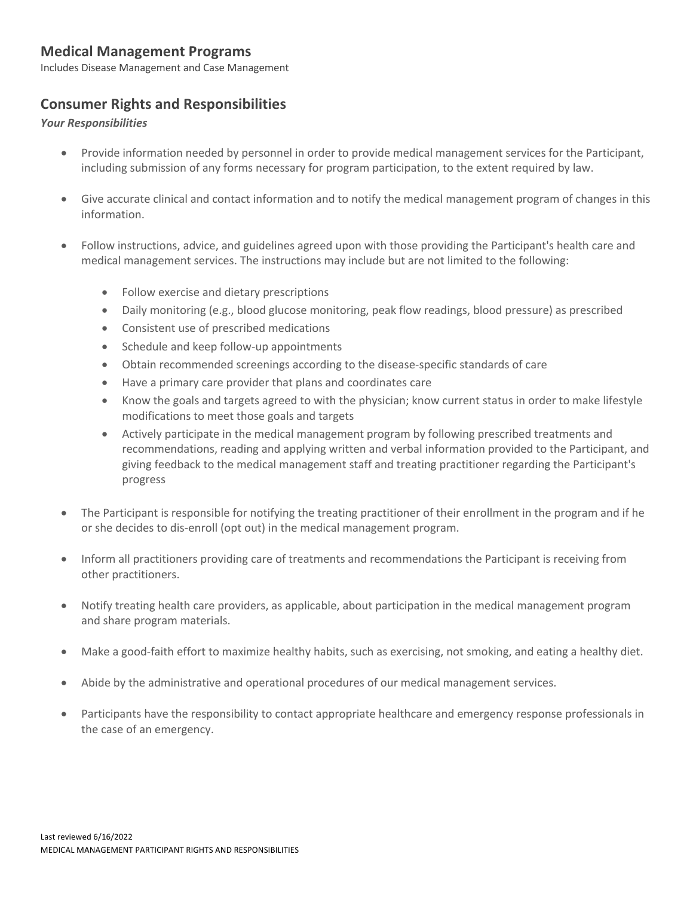## Medical Management Programs

Includes Disease Management and Case Management

## Consumer Rights and Responsibilities

***Your Responsibilities***

- Provide information needed by personnel in order to provide medical management services for the Participant, including submission of any forms necessary for program participation, to the extent required by law.
- Give accurate clinical and contact information and to notify the medical management program of changes in this information.
- Follow instructions, advice, and guidelines agreed upon with those providing the Participant's health care and medical management services. The instructions may include but are not limited to the following:
  - Follow exercise and dietary prescriptions
  - Daily monitoring (e.g., blood glucose monitoring, peak flow readings, blood pressure) as prescribed
  - Consistent use of prescribed medications
  - Schedule and keep follow-up appointments
  - Obtain recommended screenings according to the disease-specific standards of care
  - Have a primary care provider that plans and coordinates care
  - Know the goals and targets agreed to with the physician; know current status in order to make lifestyle modifications to meet those goals and targets
  - Actively participate in the medical management program by following prescribed treatments and recommendations, reading and applying written and verbal information provided to the Participant, and giving feedback to the medical management staff and treating practitioner regarding the Participant's progress
- The Participant is responsible for notifying the treating practitioner of their enrollment in the program and if he or she decides to dis-enroll (opt out) in the medical management program.
- Inform all practitioners providing care of treatments and recommendations the Participant is receiving from other practitioners.
- Notify treating health care providers, as applicable, about participation in the medical management program and share program materials.
- Make a good-faith effort to maximize healthy habits, such as exercising, not smoking, and eating a healthy diet.
- Abide by the administrative and operational procedures of our medical management services.
- Participants have the responsibility to contact appropriate healthcare and emergency response professionals in the case of an emergency.

Last reviewed 6/16/2022

MEDICAL MANAGEMENT PARTICIPANT RIGHTS AND RESPONSIBILITIES